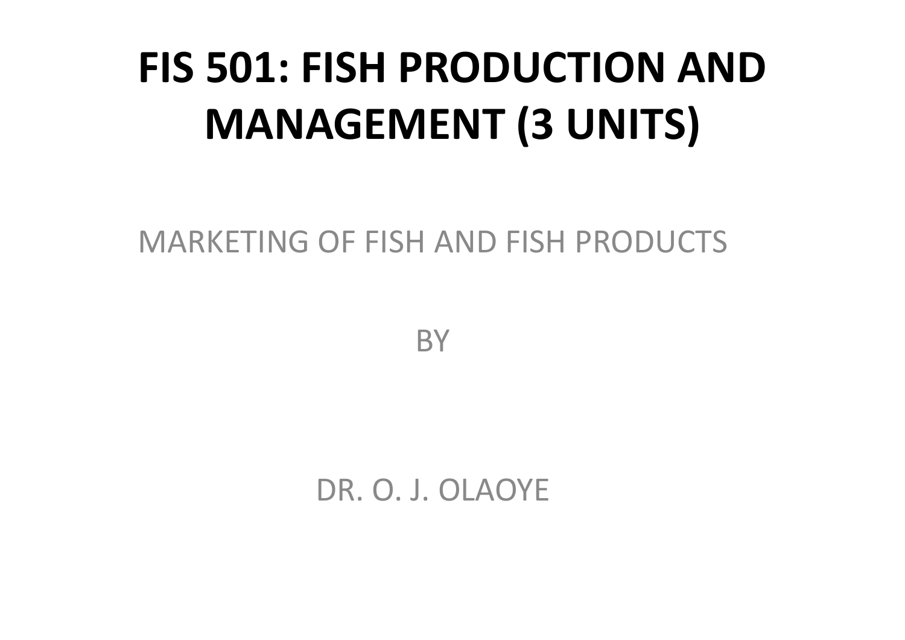# FIS 501: FISH PRODUCTION AND MANAGEMENT (3 UNITS)

MARKETING OF FISH AND FISH PRODUCTS

BY

DR. O. J. OLAOYE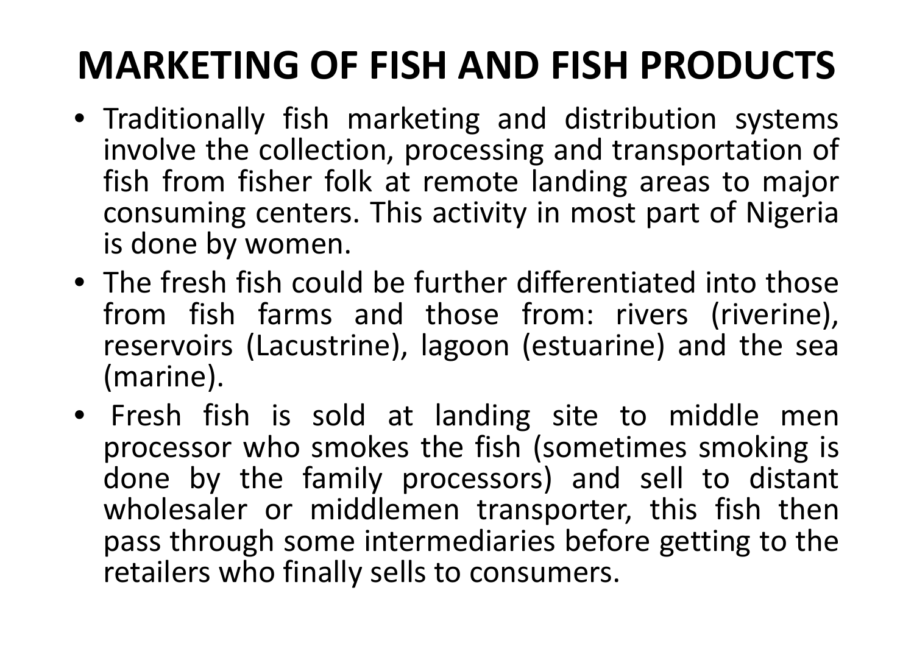# MARKETING OF FISH AND FISH PRODUCTS

- Traditionally fish marketing and distribution systems involve the collection, processing and transportation of fish from fisher folk at remote landing areas to major consuming centers. This activity in most part of Nigeria is done by women.
- The fresh fish could be further differentiated into those from fish farms and those from: rivers (riverine), reservoirs (Lacustrine), lagoon (estuarine) and the sea (marine).
- Fresh fish is sold at landing site to middle men processor who smokes the fish (sometimes smoking is done by the family processors) and sell to distant wholesaler or middlemen transporter, this fish then pass through some intermediaries before getting to the retailers who finally sells to consumers.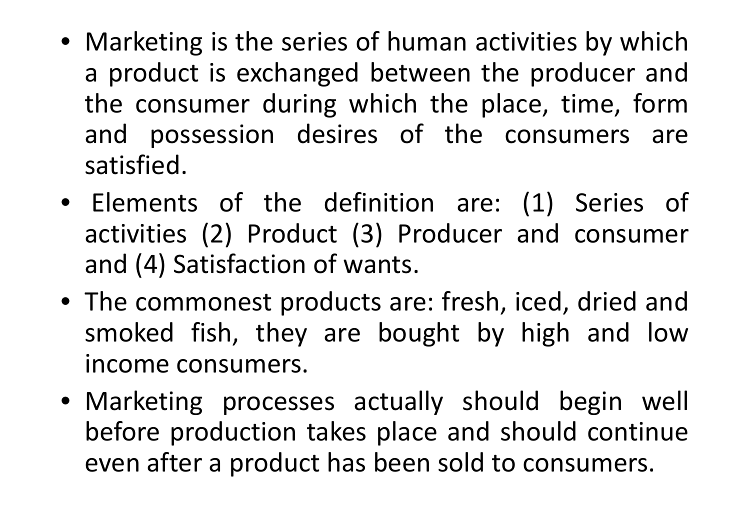- Marketing is the series of human activities by which a product is exchanged between the producer and the consumer during which the place, time, form and possession desires of the consumers are satisfied.
- Elements of the definition are: (1) Series of activities (2) Product (3) Producer and consumer and (4) Satisfaction of wants.
- The commonest products are: fresh, iced, dried and smoked fish, they are bought by high and low income consumers.
- Marketing processes actually should begin well before production takes place and should continue even after a product has been sold to consumers.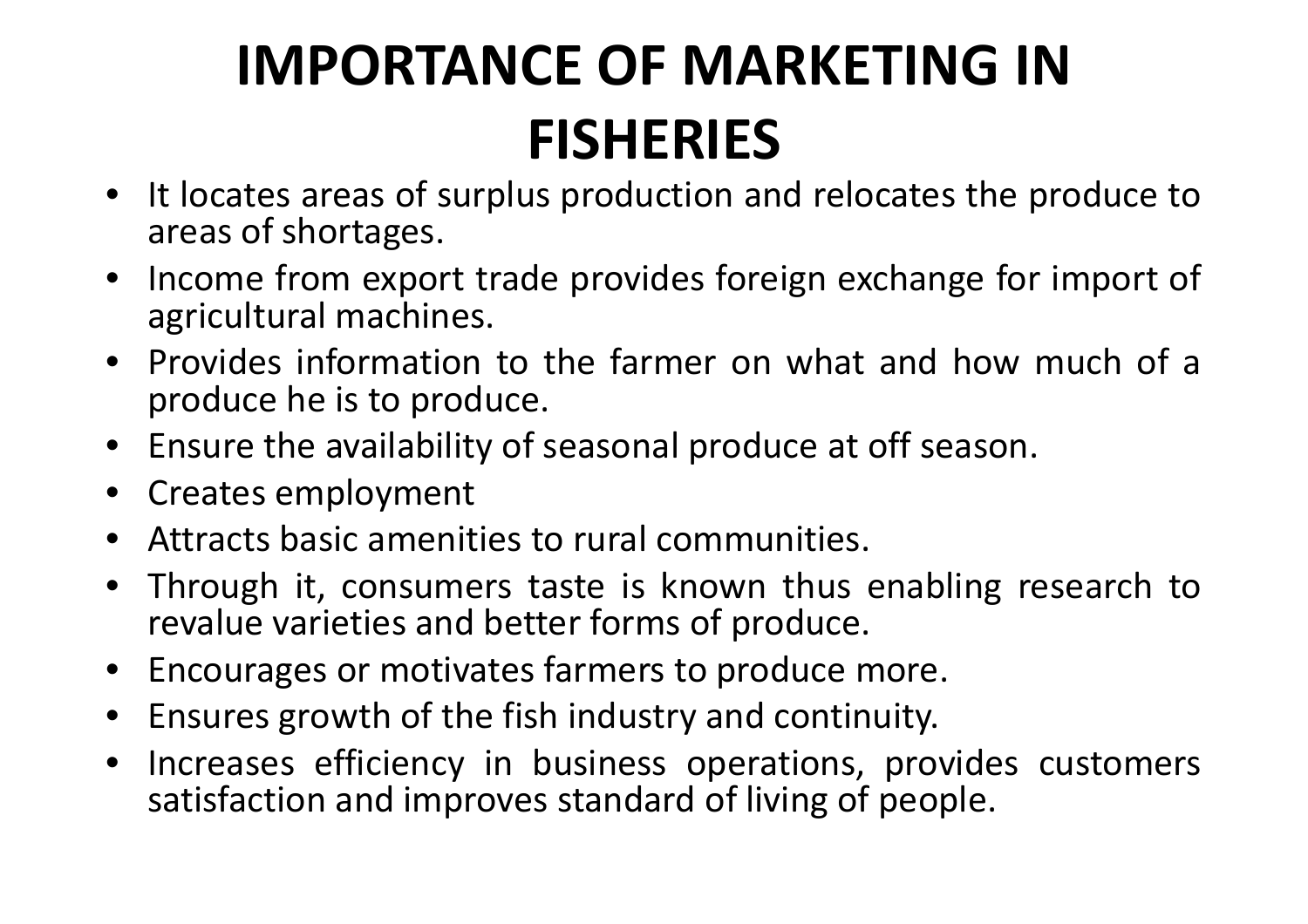# IMPORTANCE OF MARKETING IN FISHERIES

- It locates areas of surplus production and relocates the produce to areas of shortages.
- Income from export trade provides foreign exchange for import of agricultural machines.
- Provides information to the farmer on what and how much of a produce he is to produce.
- Ensure the availability of seasonal produce at off season.
- Creates employment
- Attracts basic amenities to rural communities.
- Through it, consumers taste is known thus enabling research to revalue varieties and better forms of produce.
- Encourages or motivates farmers to produce more.
- Ensures growth of the fish industry and continuity.
- Increases efficiency in business operations, provides customers satisfaction and improves standard of living of people.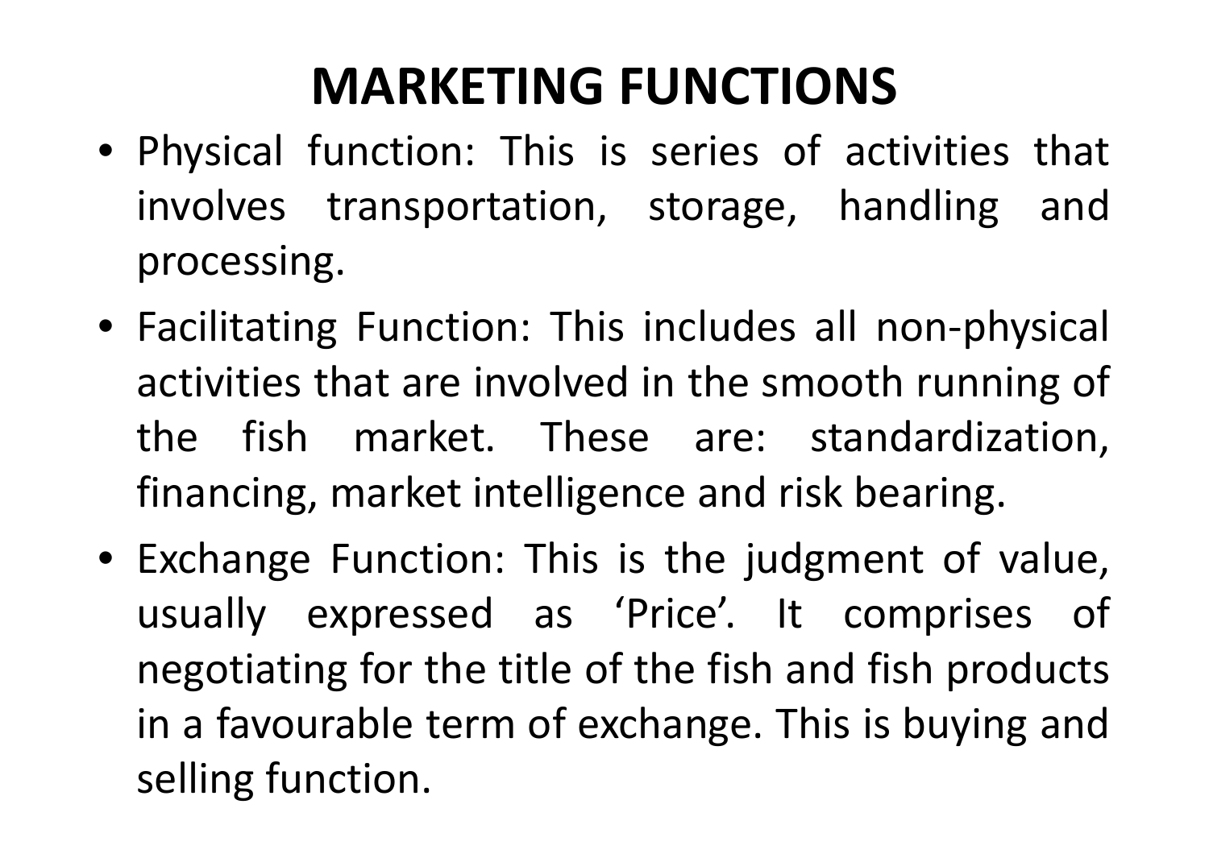# MARKETING FUNCTIONS

- Physical function: This is series of activities that involves transportation, storage, handling and processing.
- Facilitating Function: This includes all non-physical activities that are involved in the smooth running of the fish market. These are: standardization, financing, market intelligence and risk bearing.
- Exchange Function: This is the judgment of value, usually expressed as 'Price'. It comprises of negotiating for the title of the fish and fish products in a favourable term of exchange. This is buying and selling function.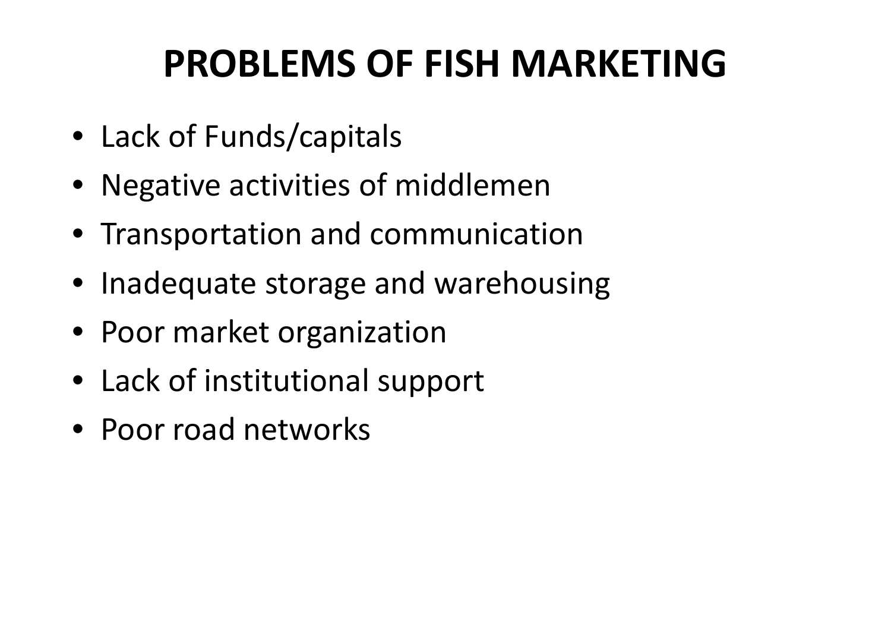# PROBLEMS OF FISH MARKETING

- Lack of Funds/capitals
- Negative activities of middlemen
- Transportation and communication
- Inadequate storage and warehousing
- Poor market organization
- Lack of institutional support
- Poor road networks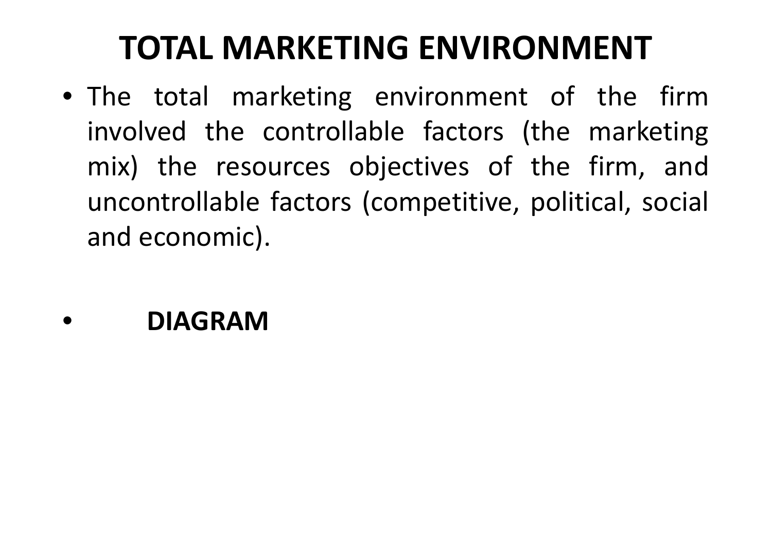# TOTAL MARKETING ENVIRONMENT

- The total marketing environment of the firm involved the controllable factors (the marketing mix) the resources objectives of the firm, and uncontrollable factors (competitive, political, social and economic).

- **DIAGRAM**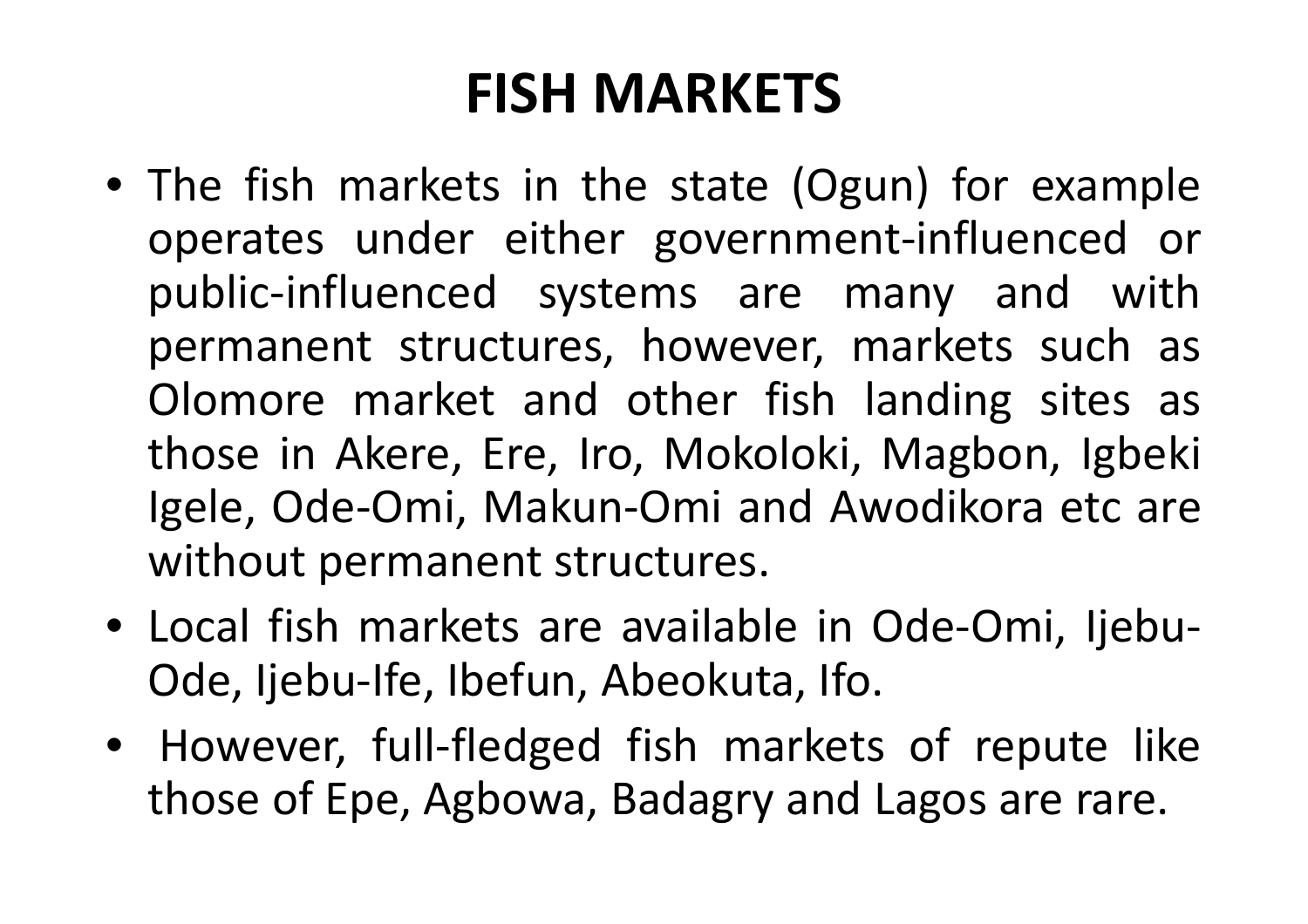# FISH MARKETS

- The fish markets in the state (Ogun) for example operates under either government-influenced or public-influenced systems are many and with permanent structures, however, markets such as Olomore market and other fish landing sites as those in Akere, Ere, Iro, Mokoloki, Magbon, Igbeki Igele, Ode-Omi, Makun-Omi and Awodikora etc are without permanent structures.
- Local fish markets are available in Ode-Omi, Ijebu-Ode, Ijebu-Ife, Ibefun, Abeokuta, Ifo.
- However, full-fledged fish markets of repute like those of Epe, Agbowa, Badagry and Lagos are rare.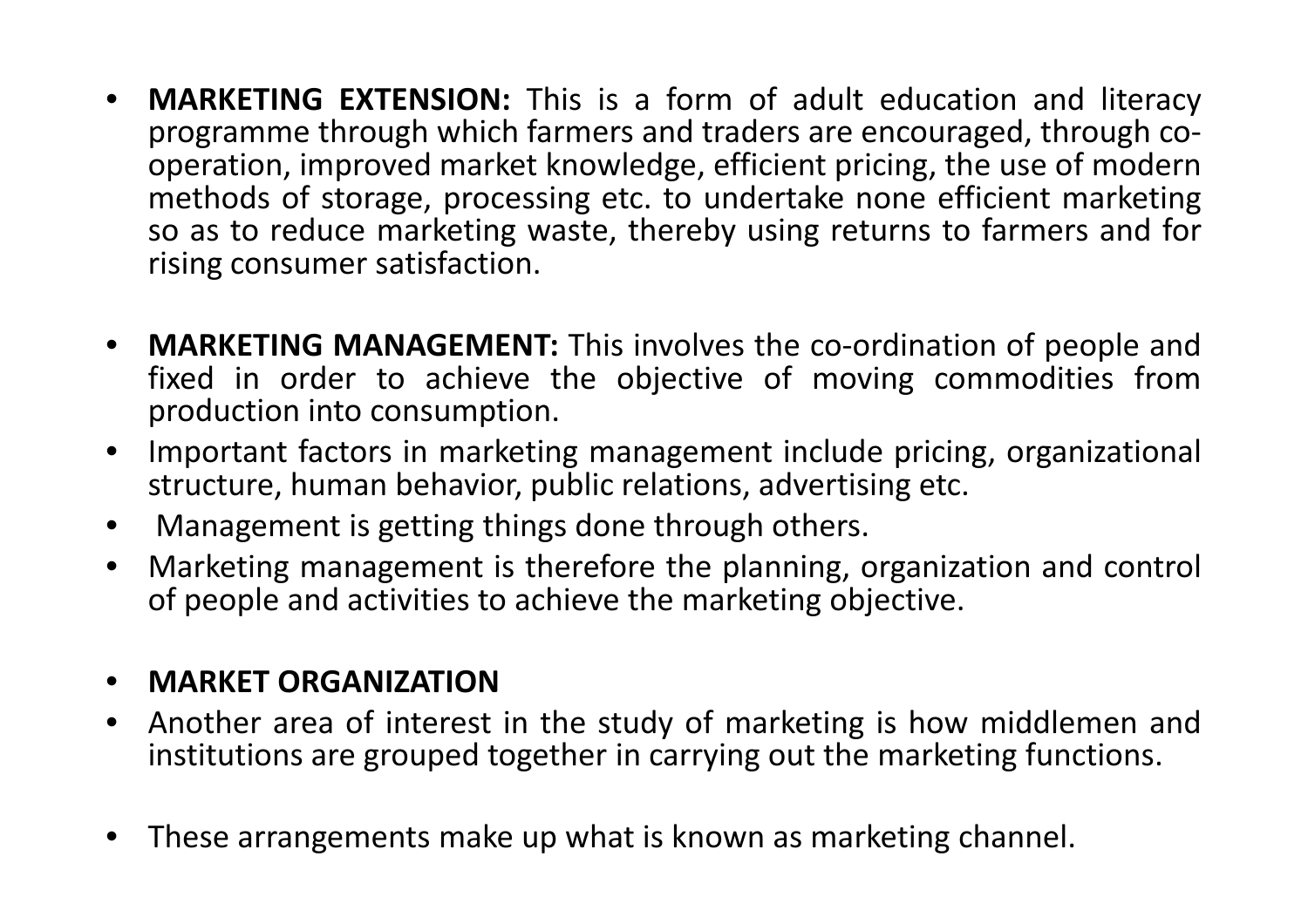- **MARKETING EXTENSION:** This is a form of adult education and literacy programme through which farmers and traders are encouraged, through co-operation, improved market knowledge, efficient pricing, the use of modern methods of storage, processing etc. to undertake none efficient marketing so as to reduce marketing waste, thereby using returns to farmers and for rising consumer satisfaction.

- **MARKETING MANAGEMENT:** This involves the co-ordination of people and fixed in order to achieve the objective of moving commodities from production into consumption.
- Important factors in marketing management include pricing, organizational structure, human behavior, public relations, advertising etc.
- Management is getting things done through others.
- Marketing management is therefore the planning, organization and control of people and activities to achieve the marketing objective.

- **MARKET ORGANIZATION**
- Another area of interest in the study of marketing is how middlemen and institutions are grouped together in carrying out the marketing functions.

- These arrangements make up what is known as marketing channel.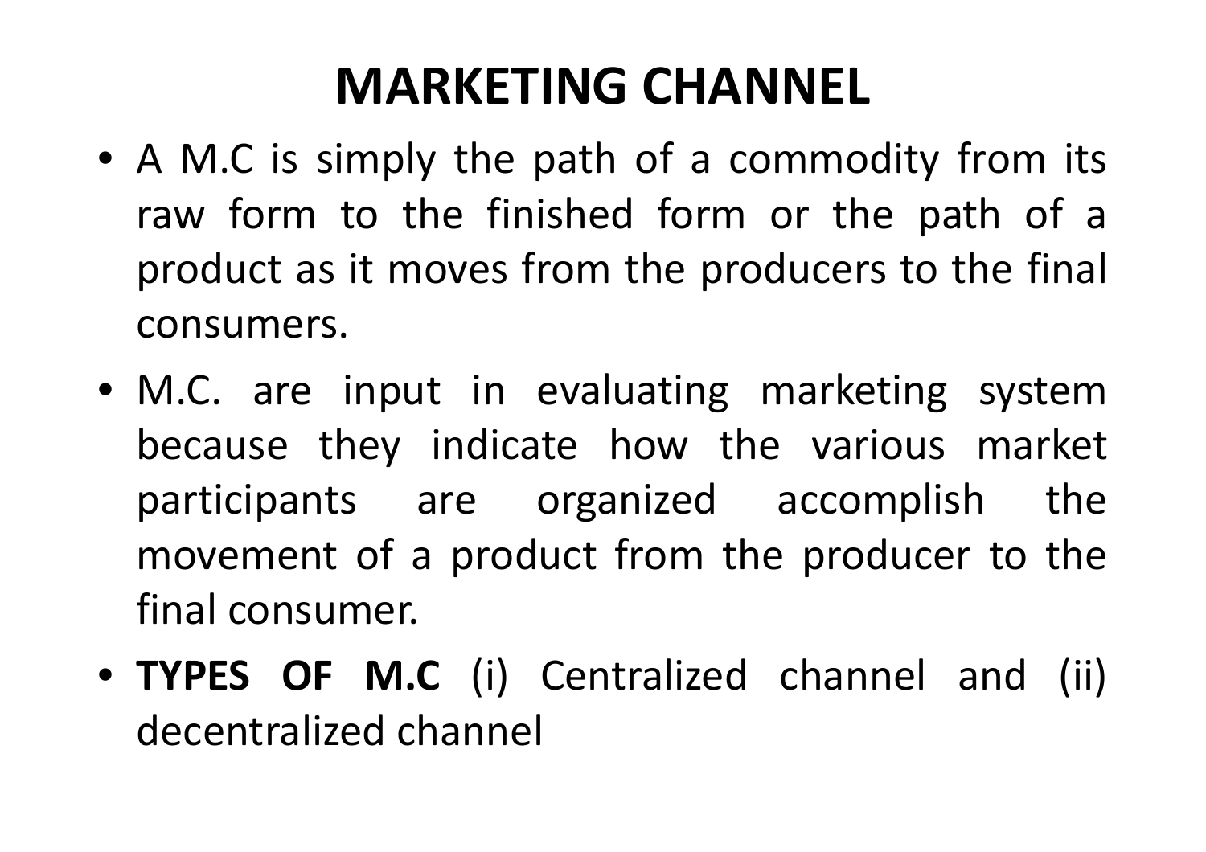# MARKETING CHANNEL

- A M.C is simply the path of a commodity from its raw form to the finished form or the path of a product as it moves from the producers to the final consumers.
- M.C. are input in evaluating marketing system because they indicate how the various market participants are organized accomplish the movement of a product from the producer to the final consumer.
- **TYPES OF M.C** (i) Centralized channel and (ii) decentralized channel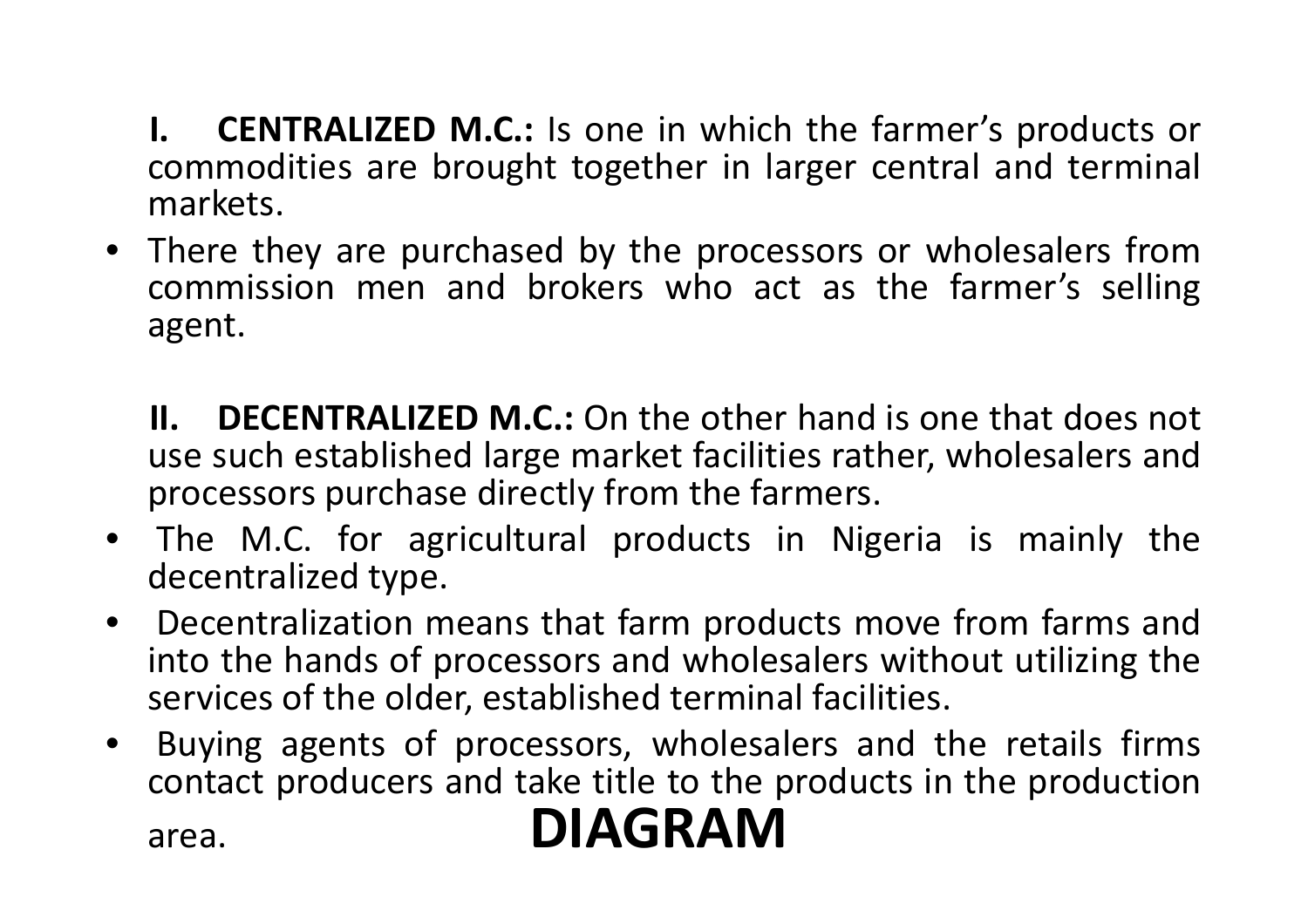I. **CENTRALIZED M.C.:** Is one in which the farmer's products or commodities are brought together in larger central and terminal markets.

- There they are purchased by the processors or wholesalers from commission men and brokers who act as the farmer's selling agent.

II. **DECENTRALIZED M.C.:** On the other hand is one that does not use such established large market facilities rather, wholesalers and processors purchase directly from the farmers.

- The M.C. for agricultural products in Nigeria is mainly the decentralized type.
- Decentralization means that farm products move from farms and into the hands of processors and wholesalers without utilizing the services of the older, established terminal facilities.
- Buying agents of processors, wholesalers and the retails firms contact producers and take title to the products in the production area.

**DIAGRAM**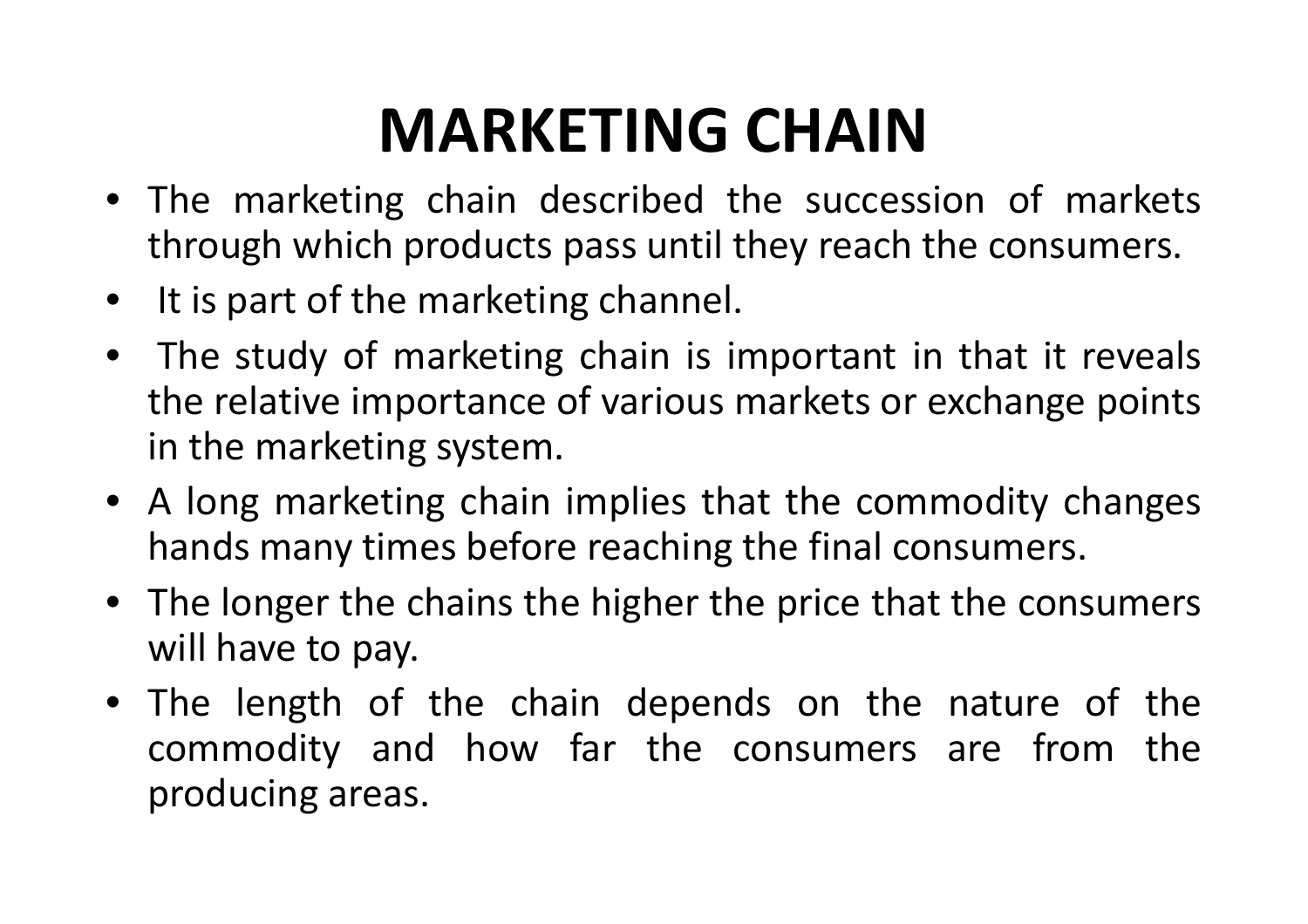# MARKETING CHAIN

- The marketing chain described the succession of markets through which products pass until they reach the consumers.
- It is part of the marketing channel.
- The study of marketing chain is important in that it reveals the relative importance of various markets or exchange points in the marketing system.
- A long marketing chain implies that the commodity changes hands many times before reaching the final consumers.
- The longer the chains the higher the price that the consumers will have to pay.
- The length of the chain depends on the nature of the commodity and how far the consumers are from the producing areas.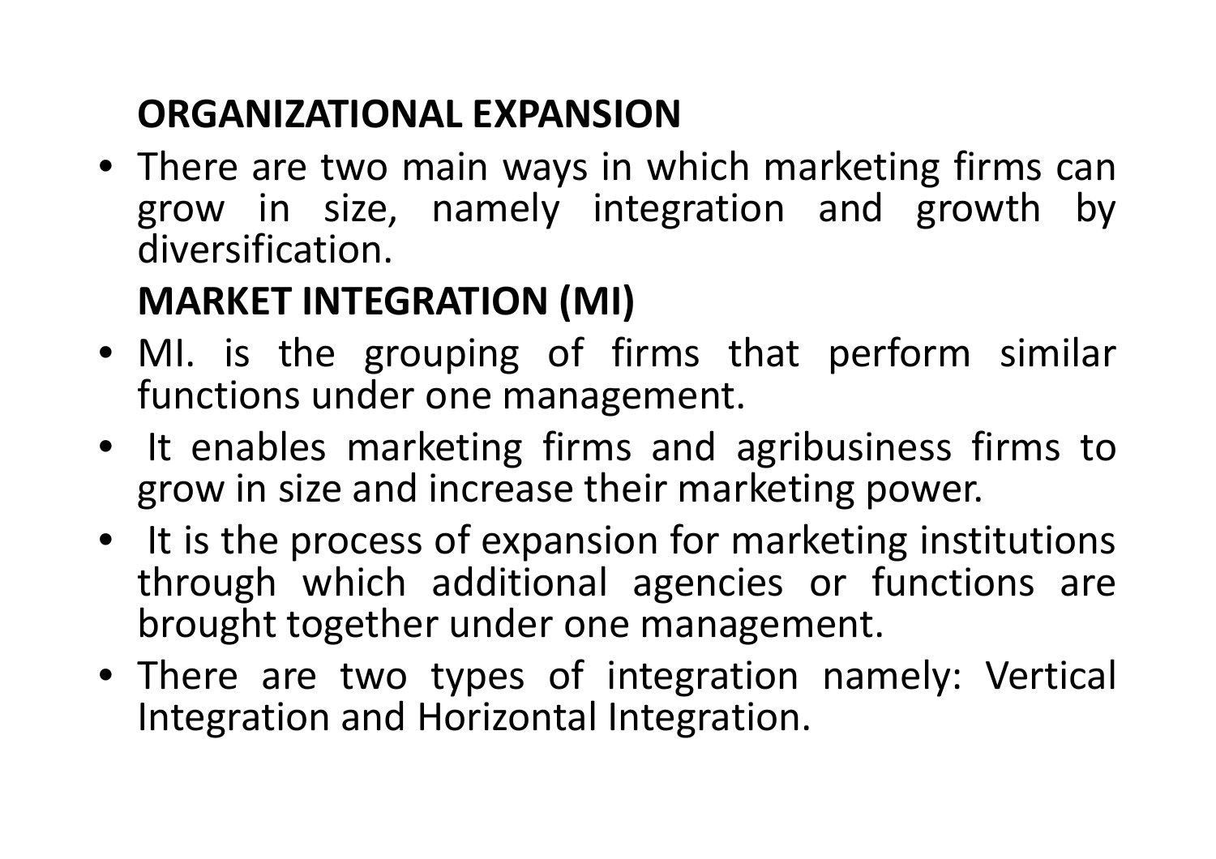**ORGANIZATIONAL EXPANSION**

- There are two main ways in which marketing firms can grow in size, namely integration and growth by diversification.

**MARKET INTEGRATION (MI)**

- MI. is the grouping of firms that perform similar functions under one management.
- It enables marketing firms and agribusiness firms to grow in size and increase their marketing power.
- It is the process of expansion for marketing institutions through which additional agencies or functions are brought together under one management.
- There are two types of integration namely: Vertical Integration and Horizontal Integration.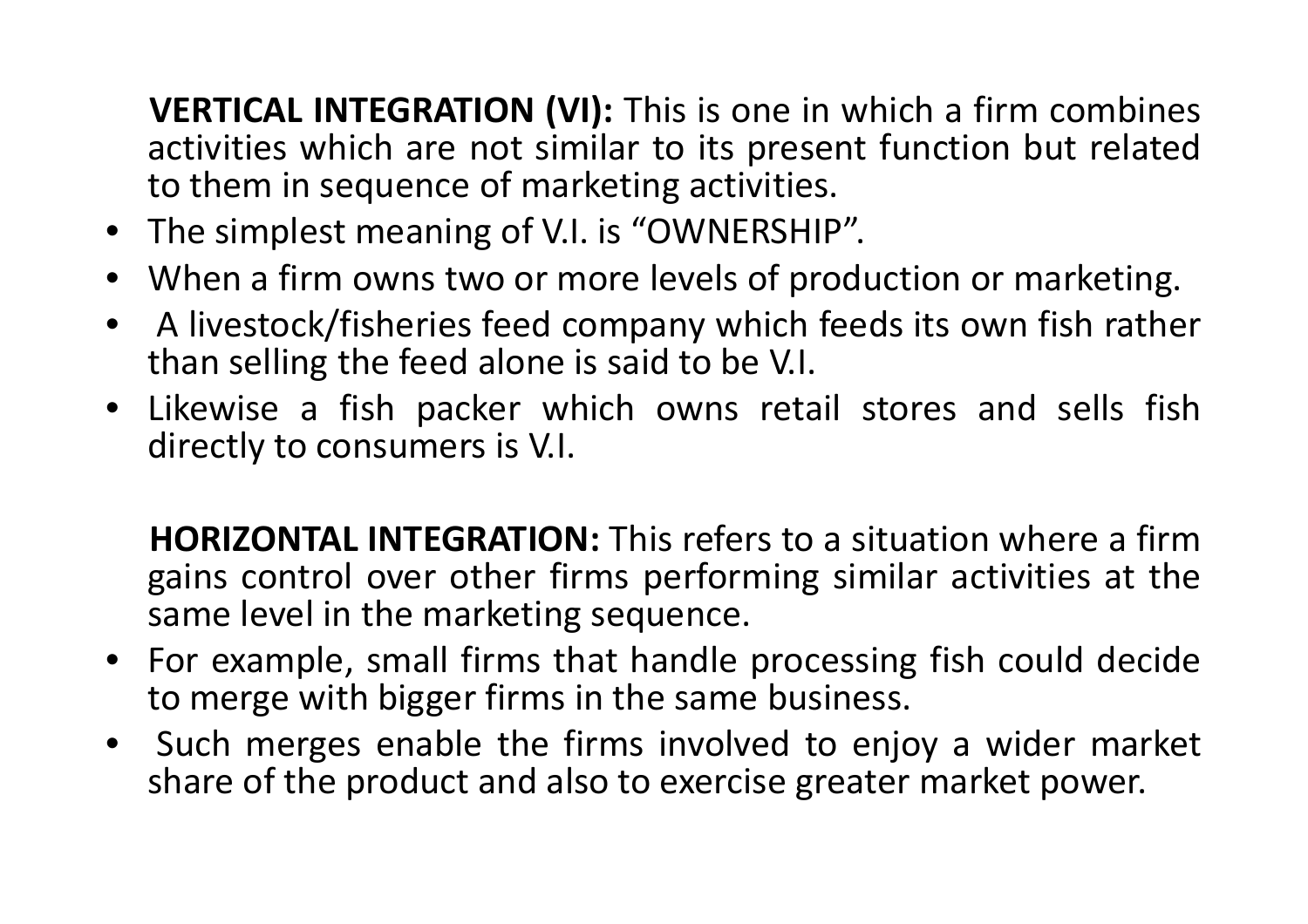**VERTICAL INTEGRATION (VI):** This is one in which a firm combines activities which are not similar to its present function but related to them in sequence of marketing activities.

- The simplest meaning of V.I. is "OWNERSHIP".
- When a firm owns two or more levels of production or marketing.
- A livestock/fisheries feed company which feeds its own fish rather than selling the feed alone is said to be V.I.
- Likewise a fish packer which owns retail stores and sells fish directly to consumers is V.I.

**HORIZONTAL INTEGRATION:** This refers to a situation where a firm gains control over other firms performing similar activities at the same level in the marketing sequence.

- For example, small firms that handle processing fish could decide to merge with bigger firms in the same business.
- Such merges enable the firms involved to enjoy a wider market share of the product and also to exercise greater market power.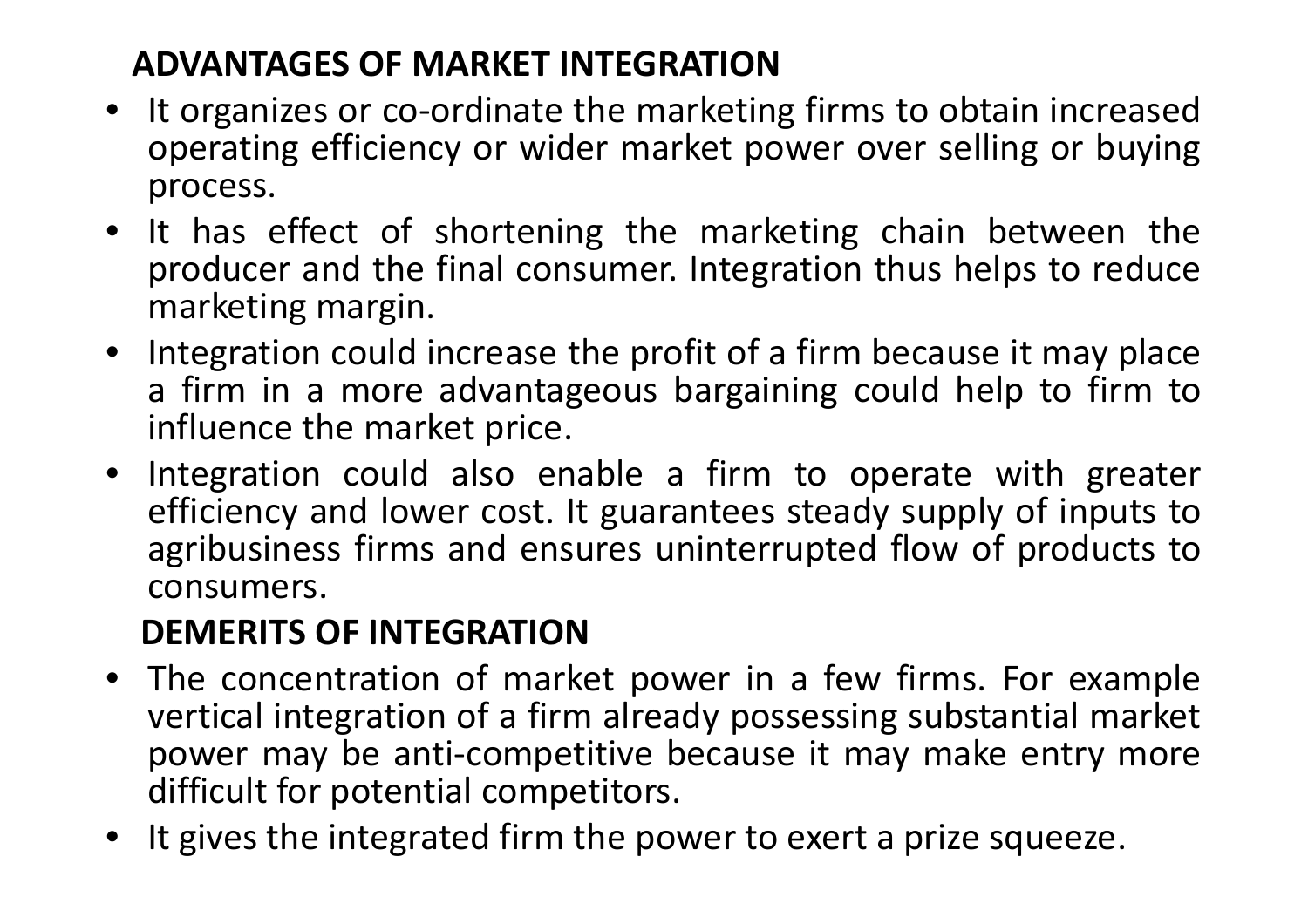## ADVANTAGES OF MARKET INTEGRATION

- It organizes or co-ordinate the marketing firms to obtain increased operating efficiency or wider market power over selling or buying process.
- It has effect of shortening the marketing chain between the producer and the final consumer. Integration thus helps to reduce marketing margin.
- Integration could increase the profit of a firm because it may place a firm in a more advantageous bargaining could help to firm to influence the market price.
- Integration could also enable a firm to operate with greater efficiency and lower cost. It guarantees steady supply of inputs to agribusiness firms and ensures uninterrupted flow of products to consumers.

## DEMERITS OF INTEGRATION

- The concentration of market power in a few firms. For example vertical integration of a firm already possessing substantial market power may be anti-competitive because it may make entry more difficult for potential competitors.
- It gives the integrated firm the power to exert a prize squeeze.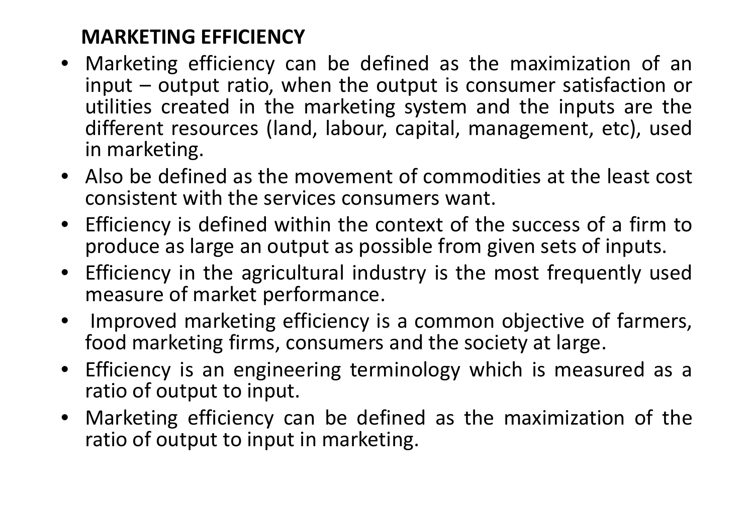## MARKETING EFFICIENCY

- Marketing efficiency can be defined as the maximization of an input – output ratio, when the output is consumer satisfaction or utilities created in the marketing system and the inputs are the different resources (land, labour, capital, management, etc), used in marketing.
- Also be defined as the movement of commodities at the least cost consistent with the services consumers want.
- Efficiency is defined within the context of the success of a firm to produce as large an output as possible from given sets of inputs.
- Efficiency in the agricultural industry is the most frequently used measure of market performance.
- Improved marketing efficiency is a common objective of farmers, food marketing firms, consumers and the society at large.
- Efficiency is an engineering terminology which is measured as a ratio of output to input.
- Marketing efficiency can be defined as the maximization of the ratio of output to input in marketing.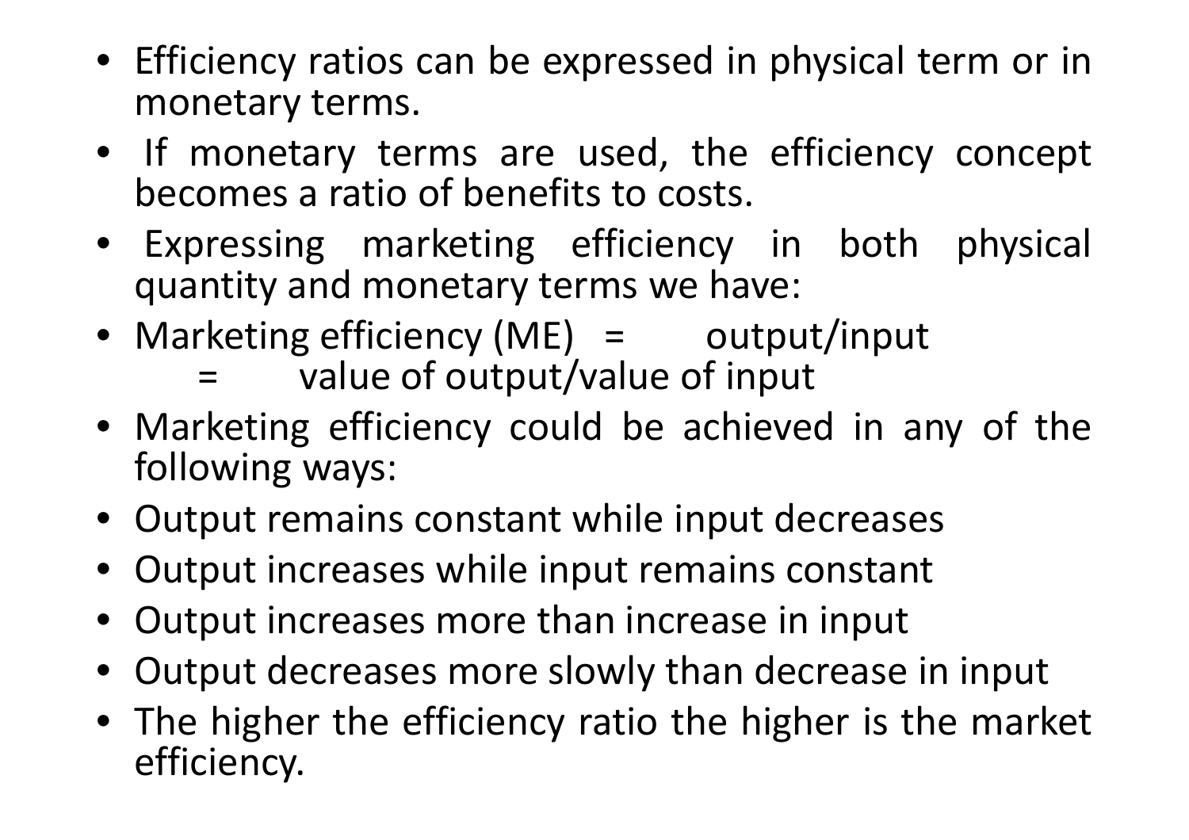- Efficiency ratios can be expressed in physical term or in monetary terms.
- If monetary terms are used, the efficiency concept becomes a ratio of benefits to costs.
- Expressing marketing efficiency in both physical quantity and monetary terms we have:
- Marketing efficiency (ME) = output/input
  = value of output/value of input
- Marketing efficiency could be achieved in any of the following ways:
- Output remains constant while input decreases
- Output increases while input remains constant
- Output increases more than increase in input
- Output decreases more slowly than decrease in input
- The higher the efficiency ratio the higher is the market efficiency.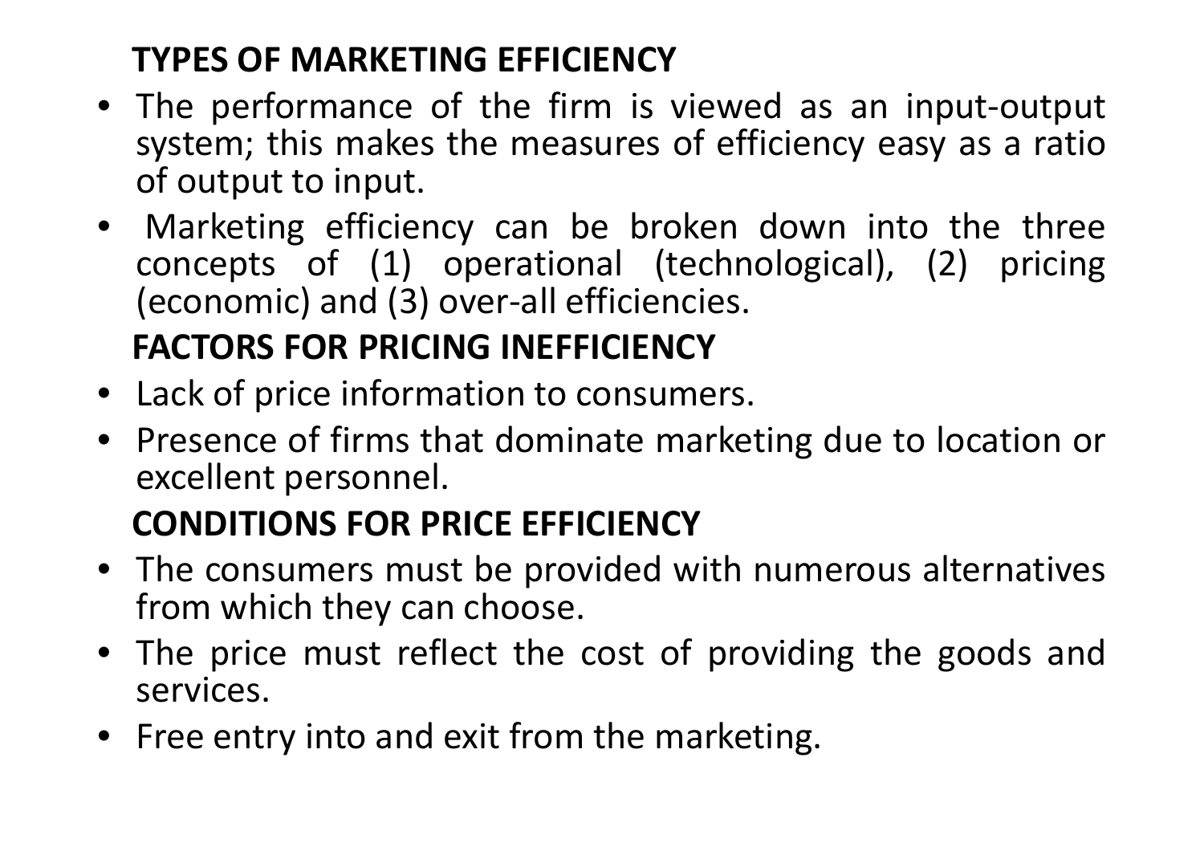## TYPES OF MARKETING EFFICIENCY

- The performance of the firm is viewed as an input-output system; this makes the measures of efficiency easy as a ratio of output to input.
- Marketing efficiency can be broken down into the three concepts of (1) operational (technological), (2) pricing (economic) and (3) over-all efficiencies.

## FACTORS FOR PRICING INEFFICIENCY

- Lack of price information to consumers.
- Presence of firms that dominate marketing due to location or excellent personnel.

## CONDITIONS FOR PRICE EFFICIENCY

- The consumers must be provided with numerous alternatives from which they can choose.
- The price must reflect the cost of providing the goods and services.
- Free entry into and exit from the marketing.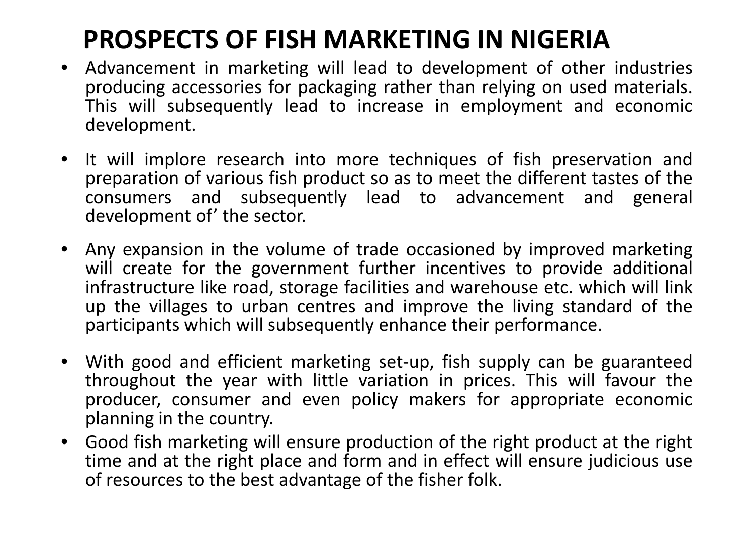# PROSPECTS OF FISH MARKETING IN NIGERIA

- Advancement in marketing will lead to development of other industries producing accessories for packaging rather than relying on used materials. This will subsequently lead to increase in employment and economic development.
- It will implore research into more techniques of fish preservation and preparation of various fish product so as to meet the different tastes of the consumers and subsequently lead to advancement and general development of' the sector.
- Any expansion in the volume of trade occasioned by improved marketing will create for the government further incentives to provide additional infrastructure like road, storage facilities and warehouse etc. which will link up the villages to urban centres and improve the living standard of the participants which will subsequently enhance their performance.
- With good and efficient marketing set-up, fish supply can be guaranteed throughout the year with little variation in prices. This will favour the producer, consumer and even policy makers for appropriate economic planning in the country.
- Good fish marketing will ensure production of the right product at the right time and at the right place and form and in effect will ensure judicious use of resources to the best advantage of the fisher folk.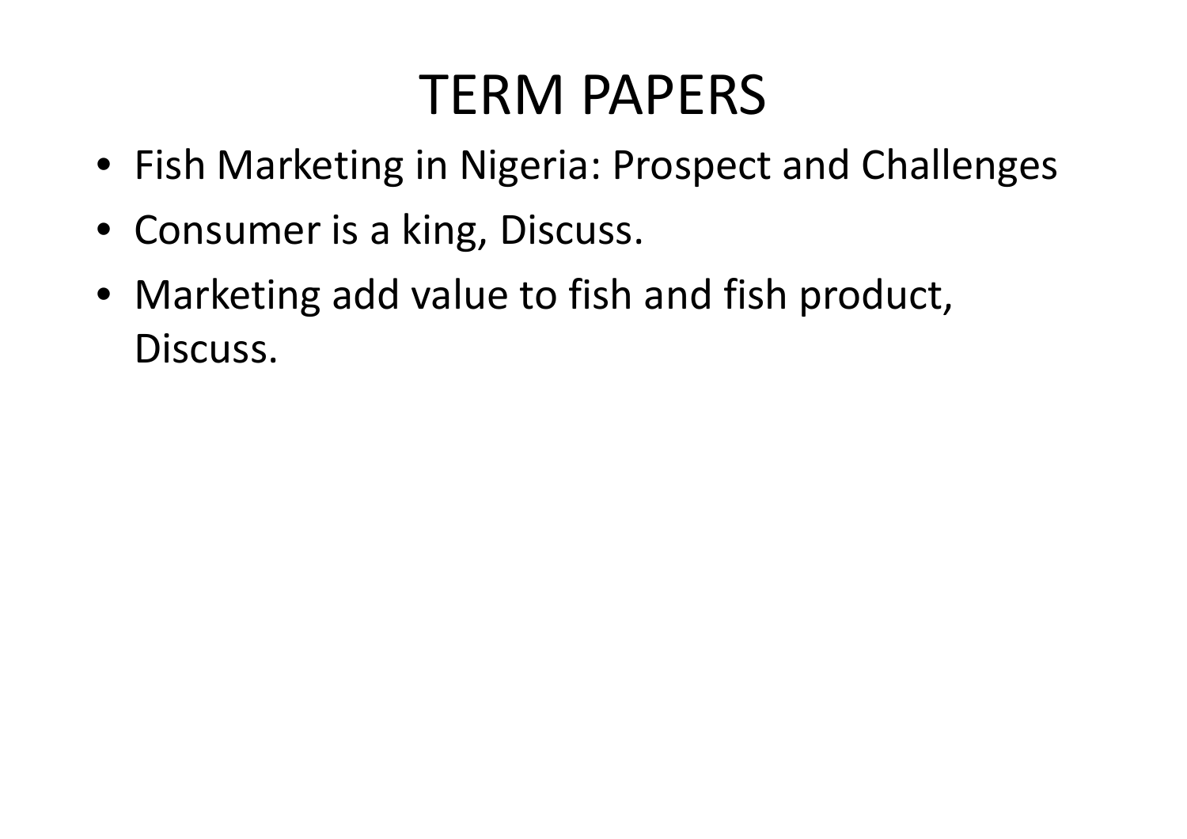# TERM PAPERS

- Fish Marketing in Nigeria: Prospect and Challenges
- Consumer is a king, Discuss.
- Marketing add value to fish and fish product, Discuss.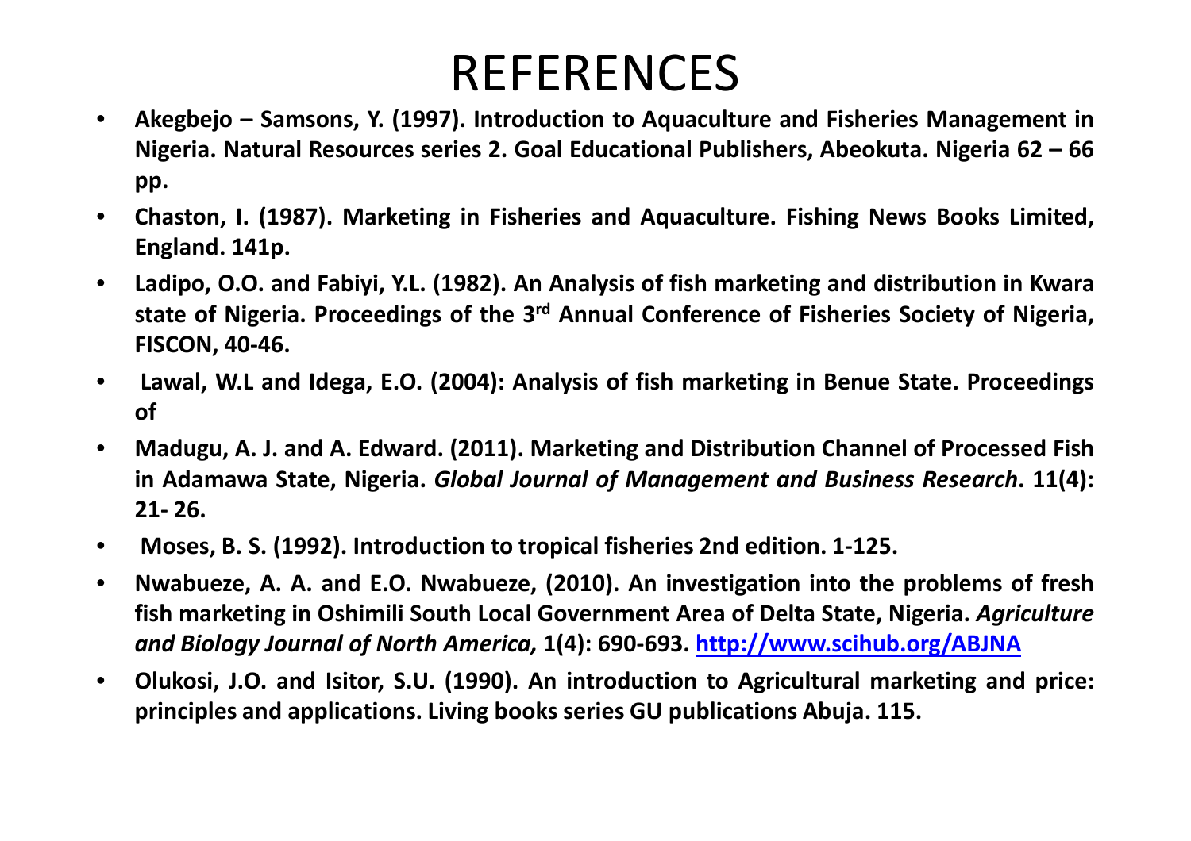# REFERENCES

- **Akegbejo – Samsons, Y. (1997). Introduction to Aquaculture and Fisheries Management in Nigeria. Natural Resources series 2. Goal Educational Publishers, Abeokuta. Nigeria 62 – 66 pp.**
- **Chaston, I. (1987). Marketing in Fisheries and Aquaculture. Fishing News Books Limited, England. 141p.**
- **Ladipo, O.O. and Fabiyi, Y.L. (1982). An Analysis of fish marketing and distribution in Kwara state of Nigeria. Proceedings of the 3rd Annual Conference of Fisheries Society of Nigeria, FISCON, 40-46.**
- **Lawal, W.L and Idega, E.O. (2004): Analysis of fish marketing in Benue State. Proceedings of**
- **Madugu, A. J. and A. Edward. (2011). Marketing and Distribution Channel of Processed Fish in Adamawa State, Nigeria. *Global Journal of Management and Business Research*. 11(4): 21- 26.**
- **Moses, B. S. (1992). Introduction to tropical fisheries 2nd edition. 1-125.**
- **Nwabueze, A. A. and E.O. Nwabueze, (2010). An investigation into the problems of fresh fish marketing in Oshimili South Local Government Area of Delta State, Nigeria. *Agriculture and Biology Journal of North America,* 1(4): 690-693. http://www.scihub.org/ABJNA**
- **Olukosi, J.O. and Isitor, S.U. (1990). An introduction to Agricultural marketing and price: principles and applications. Living books series GU publications Abuja. 115.**